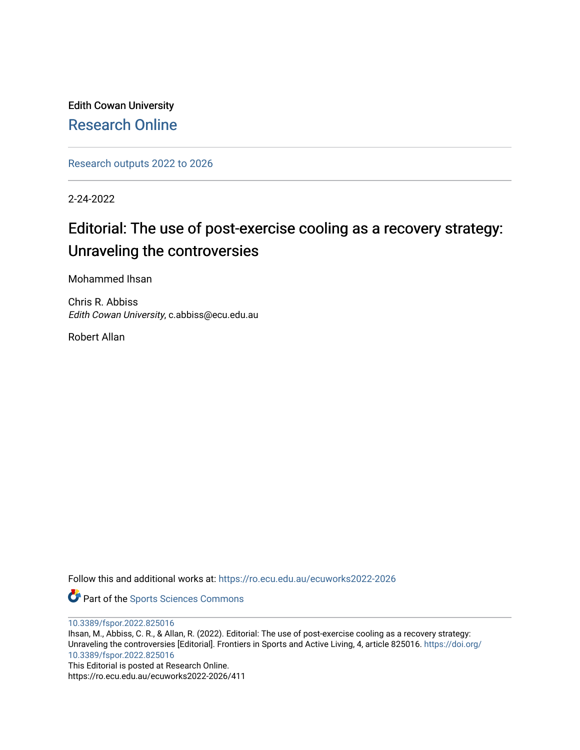Edith Cowan University

Research Online

Research outputs 2022 to 2026

2-24-2022

# Editorial: The use of post-exercise cooling as a recovery strategy: Unraveling the controversies

Mohammed Ihsan

Chris R. Abbiss
*Edith Cowan University*, c.abbiss@ecu.edu.au

Robert Allan

Follow this and additional works at: https://ro.ecu.edu.au/ecuworks2022-2026

Part of the Sports Sciences Commons

10.3389/fspor.2022.825016
Ihsan, M., Abbiss, C. R., & Allan, R. (2022). Editorial: The use of post-exercise cooling as a recovery strategy: Unraveling the controversies [Editorial]. Frontiers in Sports and Active Living, 4, article 825016. https://doi.org/10.3389/fspor.2022.825016
This Editorial is posted at Research Online.
https://ro.ecu.edu.au/ecuworks2022-2026/411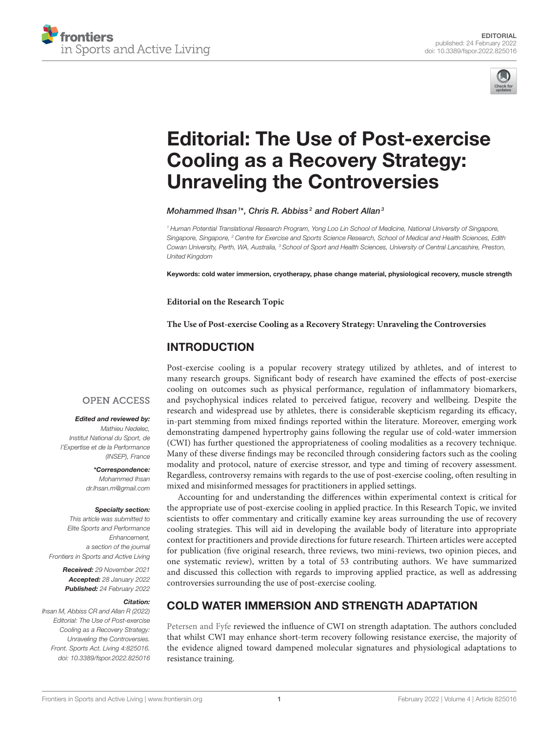# Editorial: The Use of Post-exercise Cooling as a Recovery Strategy: Unraveling the Controversies

*Mohammed Ihsan[1]*, Chris R. Abbiss[2] and Robert Allan[3]*

[1] Human Potential Translational Research Program, Yong Loo Lin School of Medicine, National University of Singapore, Singapore, Singapore, [2] Centre for Exercise and Sports Science Research, School of Medical and Health Sciences, Edith Cowan University, Perth, WA, Australia, [3] School of Sport and Health Sciences, University of Central Lancashire, Preston, United Kingdom

**Keywords: cold water immersion, cryotherapy, phase change material, physiological recovery, muscle strength**

**Editorial on the Research Topic**

**The Use of Post-exercise Cooling as a Recovery Strategy: Unraveling the Controversies**

OPEN ACCESS

***Edited and reviewed by:***
*Mathieu Nedelec, Institut National du Sport, de l'Expertise et de la Performance (INSEP), France*

***\*Correspondence:***
*Mohammed Ihsan*
*dr.Ihsan.m@gmail.com*

***Specialty section:***
*This article was submitted to Elite Sports and Performance Enhancement, a section of the journal Frontiers in Sports and Active Living*

***Received:*** *29 November 2021*
***Accepted:*** *28 January 2022*
***Published:*** *24 February 2022*

***Citation:***
*Ihsan M, Abbiss CR and Allan R (2022) Editorial: The Use of Post-exercise Cooling as a Recovery Strategy: Unraveling the Controversies. Front. Sports Act. Living 4:825016. doi: 10.3389/fspor.2022.825016*

## INTRODUCTION

Post-exercise cooling is a popular recovery strategy utilized by athletes, and of interest to many research groups. Significant body of research have examined the effects of post-exercise cooling on outcomes such as physical performance, regulation of inflammatory biomarkers, and psychophysical indices related to perceived fatigue, recovery and wellbeing. Despite the research and widespread use by athletes, there is considerable skepticism regarding its efficacy, in-part stemming from mixed findings reported within the literature. Moreover, emerging work demonstrating dampened hypertrophy gains following the regular use of cold-water immersion (CWI) has further questioned the appropriateness of cooling modalities as a recovery technique. Many of these diverse findings may be reconciled through considering factors such as the cooling modality and protocol, nature of exercise stressor, and type and timing of recovery assessment. Regardless, controversy remains with regards to the use of post-exercise cooling, often resulting in mixed and misinformed messages for practitioners in applied settings.

Accounting for and understanding the differences within experimental context is critical for the appropriate use of post-exercise cooling in applied practice. In this Research Topic, we invited scientists to offer commentary and critically examine key areas surrounding the use of recovery cooling strategies. This will aid in developing the available body of literature into appropriate context for practitioners and provide directions for future research. Thirteen articles were accepted for publication (five original research, three reviews, two mini-reviews, two opinion pieces, and one systematic review), written by a total of 53 contributing authors. We have summarized and discussed this collection with regards to improving applied practice, as well as addressing controversies surrounding the use of post-exercise cooling.

## COLD WATER IMMERSION AND STRENGTH ADAPTATION

Petersen and Fyfe reviewed the influence of CWI on strength adaptation. The authors concluded that whilst CWI may enhance short-term recovery following resistance exercise, the majority of the evidence aligned toward dampened molecular signatures and physiological adaptations to resistance training.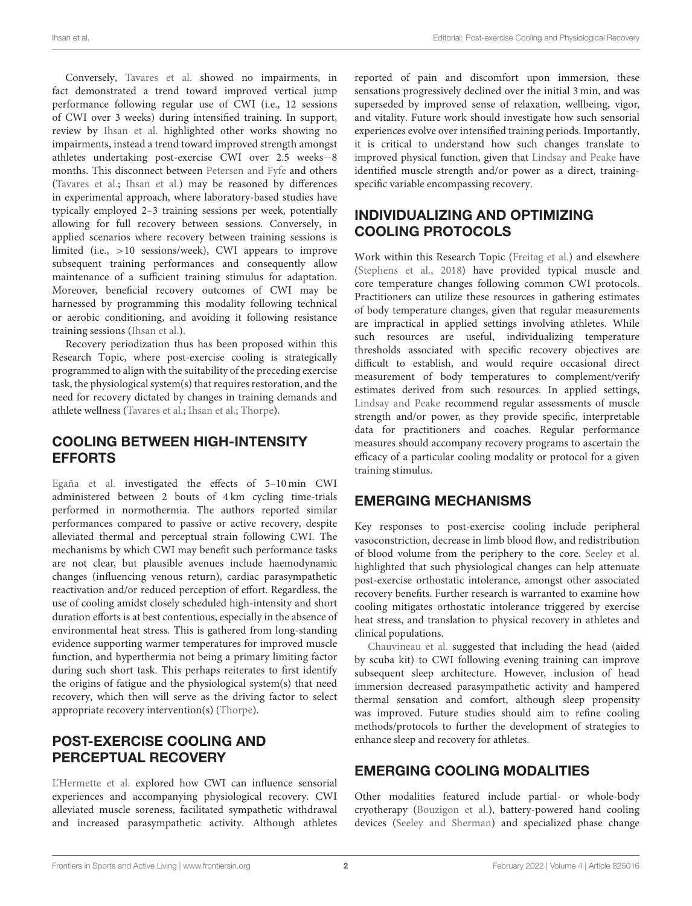Conversely, Tavares et al. showed no impairments, in fact demonstrated a trend toward improved vertical jump performance following regular use of CWI (i.e., 12 sessions of CWI over 3 weeks) during intensified training. In support, review by Ihsan et al. highlighted other works showing no impairments, instead a trend toward improved strength amongst athletes undertaking post-exercise CWI over 2.5 weeks−8 months. This disconnect between Petersen and Fyfe and others (Tavares et al.; Ihsan et al.) may be reasoned by differences in experimental approach, where laboratory-based studies have typically employed 2–3 training sessions per week, potentially allowing for full recovery between sessions. Conversely, in applied scenarios where recovery between training sessions is limited (i.e., >10 sessions/week), CWI appears to improve subsequent training performances and consequently allow maintenance of a sufficient training stimulus for adaptation. Moreover, beneficial recovery outcomes of CWI may be harnessed by programming this modality following technical or aerobic conditioning, and avoiding it following resistance training sessions (Ihsan et al.).

Recovery periodization thus has been proposed within this Research Topic, where post-exercise cooling is strategically programmed to align with the suitability of the preceding exercise task, the physiological system(s) that requires restoration, and the need for recovery dictated by changes in training demands and athlete wellness (Tavares et al.; Ihsan et al.; Thorpe).

## COOLING BETWEEN HIGH-INTENSITY EFFORTS

Egaña et al. investigated the effects of 5–10 min CWI administered between 2 bouts of 4 km cycling time-trials performed in normothermia. The authors reported similar performances compared to passive or active recovery, despite alleviated thermal and perceptual strain following CWI. The mechanisms by which CWI may benefit such performance tasks are not clear, but plausible avenues include haemodynamic changes (influencing venous return), cardiac parasympathetic reactivation and/or reduced perception of effort. Regardless, the use of cooling amidst closely scheduled high-intensity and short duration efforts is at best contentious, especially in the absence of environmental heat stress. This is gathered from long-standing evidence supporting warmer temperatures for improved muscle function, and hyperthermia not being a primary limiting factor during such short task. This perhaps reiterates to first identify the origins of fatigue and the physiological system(s) that need recovery, which then will serve as the driving factor to select appropriate recovery intervention(s) (Thorpe).

## POST-EXERCISE COOLING AND PERCEPTUAL RECOVERY

L'Hermette et al. explored how CWI can influence sensorial experiences and accompanying physiological recovery. CWI alleviated muscle soreness, facilitated sympathetic withdrawal and increased parasympathetic activity. Although athletes reported of pain and discomfort upon immersion, these sensations progressively declined over the initial 3 min, and was superseded by improved sense of relaxation, wellbeing, vigor, and vitality. Future work should investigate how such sensorial experiences evolve over intensified training periods. Importantly, it is critical to understand how such changes translate to improved physical function, given that Lindsay and Peake have identified muscle strength and/or power as a direct, training-specific variable encompassing recovery.

## INDIVIDUALIZING AND OPTIMIZING COOLING PROTOCOLS

Work within this Research Topic (Freitag et al.) and elsewhere (Stephens et al., 2018) have provided typical muscle and core temperature changes following common CWI protocols. Practitioners can utilize these resources in gathering estimates of body temperature changes, given that regular measurements are impractical in applied settings involving athletes. While such resources are useful, individualizing temperature thresholds associated with specific recovery objectives are difficult to establish, and would require occasional direct measurement of body temperatures to complement/verify estimates derived from such resources. In applied settings, Lindsay and Peake recommend regular assessments of muscle strength and/or power, as they provide specific, interpretable data for practitioners and coaches. Regular performance measures should accompany recovery programs to ascertain the efficacy of a particular cooling modality or protocol for a given training stimulus.

## EMERGING MECHANISMS

Key responses to post-exercise cooling include peripheral vasoconstriction, decrease in limb blood flow, and redistribution of blood volume from the periphery to the core. Seeley et al. highlighted that such physiological changes can help attenuate post-exercise orthostatic intolerance, amongst other associated recovery benefits. Further research is warranted to examine how cooling mitigates orthostatic intolerance triggered by exercise heat stress, and translation to physical recovery in athletes and clinical populations.

Chauvineau et al. suggested that including the head (aided by scuba kit) to CWI following evening training can improve subsequent sleep architecture. However, inclusion of head immersion decreased parasympathetic activity and hampered thermal sensation and comfort, although sleep propensity was improved. Future studies should aim to refine cooling methods/protocols to further the development of strategies to enhance sleep and recovery for athletes.

## EMERGING COOLING MODALITIES

Other modalities featured include partial- or whole-body cryotherapy (Bouzigon et al.), battery-powered hand cooling devices (Seeley and Sherman) and specialized phase change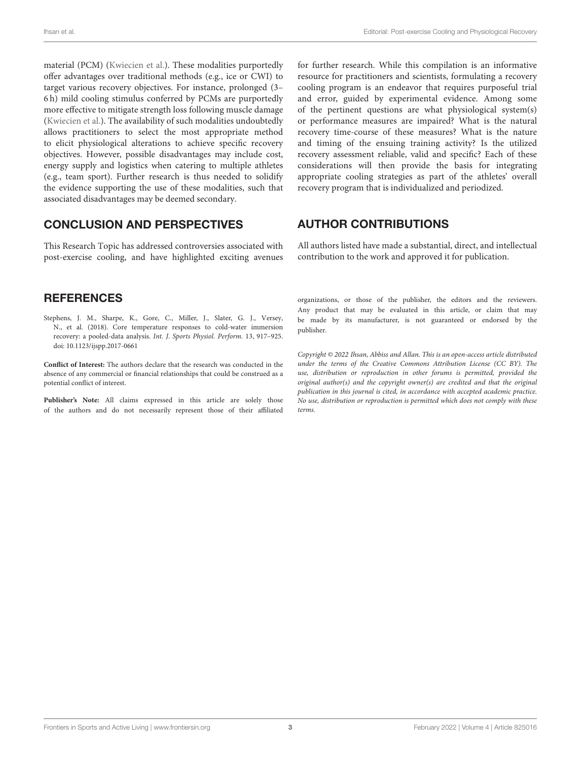material (PCM) (Kwiecien et al.). These modalities purportedly offer advantages over traditional methods (e.g., ice or CWI) to target various recovery objectives. For instance, prolonged (3–6 h) mild cooling stimulus conferred by PCMs are purportedly more effective to mitigate strength loss following muscle damage (Kwiecien et al.). The availability of such modalities undoubtedly allows practitioners to select the most appropriate method to elicit physiological alterations to achieve specific recovery objectives. However, possible disadvantages may include cost, energy supply and logistics when catering to multiple athletes (e.g., team sport). Further research is thus needed to solidify the evidence supporting the use of these modalities, such that associated disadvantages may be deemed secondary.

## CONCLUSION AND PERSPECTIVES

This Research Topic has addressed controversies associated with post-exercise cooling, and have highlighted exciting avenues for further research. While this compilation is an informative resource for practitioners and scientists, formulating a recovery cooling program is an endeavor that requires purposeful trial and error, guided by experimental evidence. Among some of the pertinent questions are what physiological system(s) or performance measures are impaired? What is the natural recovery time-course of these measures? What is the nature and timing of the ensuing training activity? Is the utilized recovery assessment reliable, valid and specific? Each of these considerations will then provide the basis for integrating appropriate cooling strategies as part of the athletes' overall recovery program that is individualized and periodized.

## AUTHOR CONTRIBUTIONS

All authors listed have made a substantial, direct, and intellectual contribution to the work and approved it for publication.

## REFERENCES

Stephens, J. M., Sharpe, K., Gore, C., Miller, J., Slater, G. J., Versey, N., et al. (2018). Core temperature responses to cold-water immersion recovery: a pooled-data analysis. *Int. J. Sports Physiol. Perform.* 13, 917–925. doi: 10.1123/ijspp.2017-0661

**Conflict of Interest:** The authors declare that the research was conducted in the absence of any commercial or financial relationships that could be construed as a potential conflict of interest.

**Publisher's Note:** All claims expressed in this article are solely those of the authors and do not necessarily represent those of their affiliated organizations, or those of the publisher, the editors and the reviewers. Any product that may be evaluated in this article, or claim that may be made by its manufacturer, is not guaranteed or endorsed by the publisher.

*Copyright © 2022 Ihsan, Abbiss and Allan. This is an open-access article distributed under the terms of the Creative Commons Attribution License (CC BY). The use, distribution or reproduction in other forums is permitted, provided the original author(s) and the copyright owner(s) are credited and that the original publication in this journal is cited, in accordance with accepted academic practice. No use, distribution or reproduction is permitted which does not comply with these terms.*